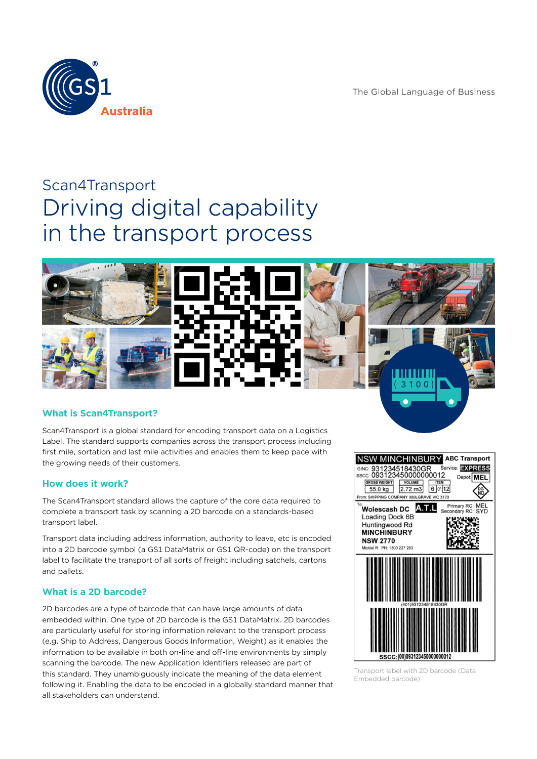The Global Language of Business

# Scan4Transport

# Driving digital capability in the transport process

## What is Scan4Transport?

Scan4Transport is a global standard for encoding transport data on a Logistics Label. The standard supports companies across the transport process including first mile, sortation and last mile activities and enables them to keep pace with the growing needs of their customers.

## How does it work?

The Scan4Transport standard allows the capture of the core data required to complete a transport task by scanning a 2D barcode on a standards-based transport label.

Transport data including address information, authority to leave, etc is encoded into a 2D barcode symbol (a GS1 DataMatrix or GS1 QR-code) on the transport label to facilitate the transport of all sorts of freight including satchels, cartons and pallets.

## What is a 2D barcode?

2D barcodes are a type of barcode that can have large amounts of data embedded within. One type of 2D barcode is the GS1 DataMatrix. 2D barcodes are particularly useful for storing information relevant to the transport process (e.g. Ship to Address, Dangerous Goods Information, Weight) as it enables the information to be available in both on-line and off-line environments by simply scanning the barcode. The new Application Identifiers released are part of this standard. They unambiguously indicate the meaning of the data element following it. Enabling the data to be encoded in a globally standard manner that all stakeholders can understand.

Transport label with 2D barcode (Data Embedded barcode)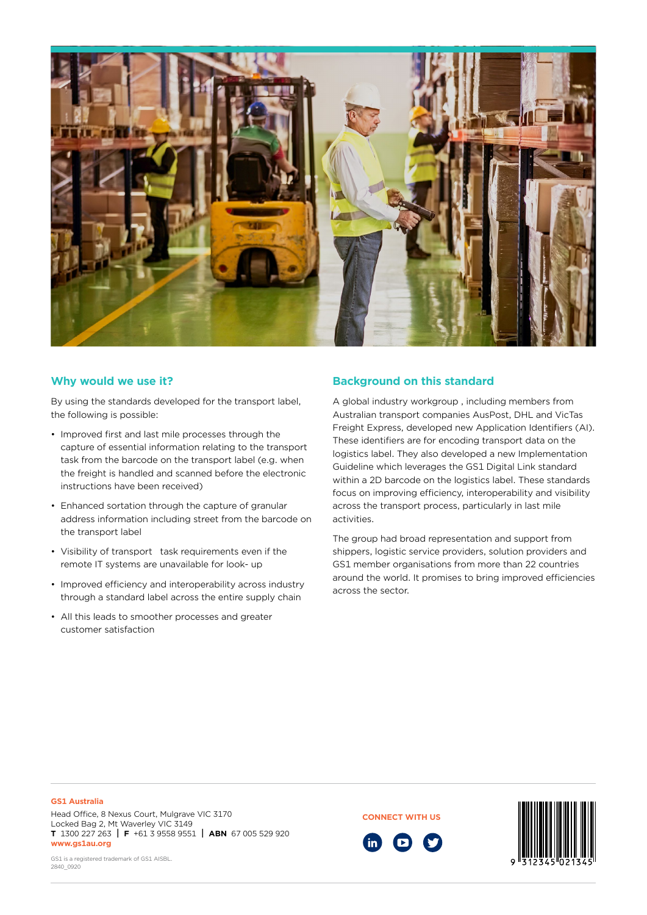## Why would we use it?

By using the standards developed for the transport label, the following is possible:

- Improved first and last mile processes through the capture of essential information relating to the transport task from the barcode on the transport label (e.g. when the freight is handled and scanned before the electronic instructions have been received)
- Enhanced sortation through the capture of granular address information including street from the barcode on the transport label
- Visibility of transport task requirements even if the remote IT systems are unavailable for look- up
- Improved efficiency and interoperability across industry through a standard label across the entire supply chain
- All this leads to smoother processes and greater customer satisfaction

## Background on this standard

A global industry workgroup , including members from Australian transport companies AusPost, DHL and VicTas Freight Express, developed new Application Identifiers (AI). These identifiers are for encoding transport data on the logistics label. They also developed a new Implementation Guideline which leverages the GS1 Digital Link standard within a 2D barcode on the logistics label. These standards focus on improving efficiency, interoperability and visibility across the transport process, particularly in last mile activities.

The group had broad representation and support from shippers, logistic service providers, solution providers and GS1 member organisations from more than 22 countries around the world. It promises to bring improved efficiencies across the sector.

**GS1 Australia**

Head Office, 8 Nexus Court, Mulgrave VIC 3170
Locked Bag 2, Mt Waverley VIC 3149
**T** 1300 227 263 | **F** +61 3 9558 9551 | **ABN** 67 005 529 920
**www.gs1au.org**

GS1 is a registered trademark of GS1 AISBL.
2840_0920

**CONNECT WITH US**

9 312345 021345